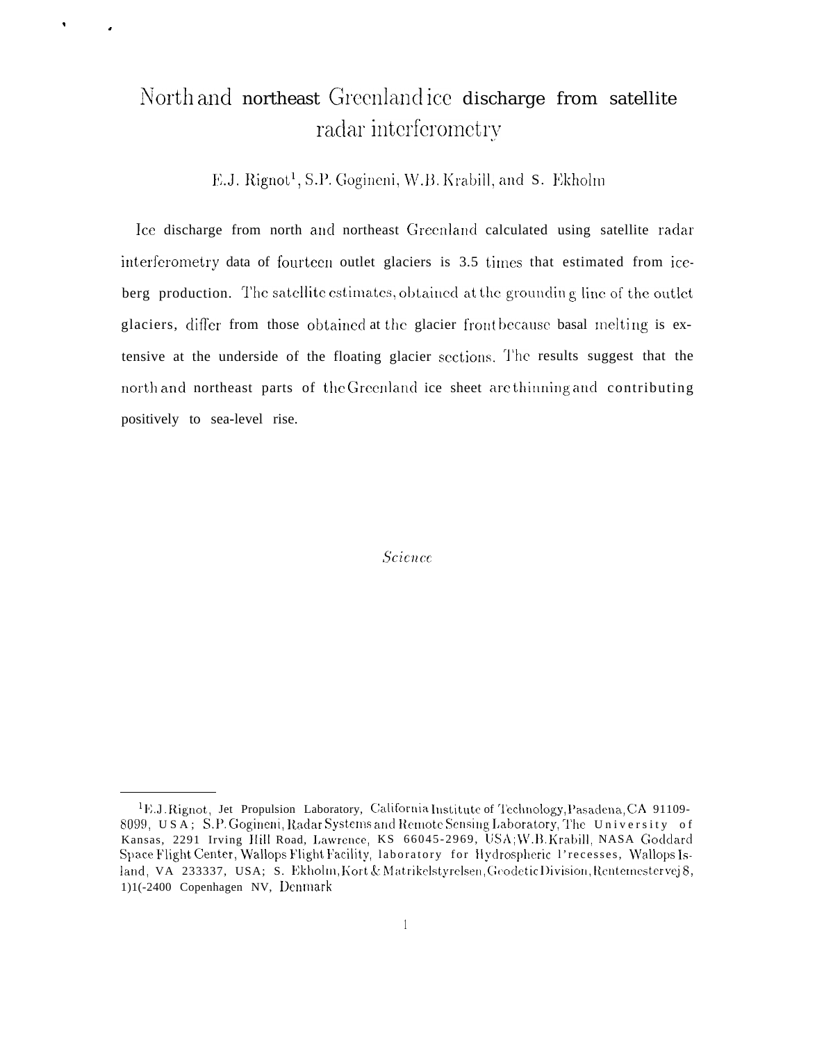# North and northeast Greenland ice discharge from satellite radar interferometry

E.J. Rignot[1], S.P. Gogineni, W.B. Krabill, and S. Ekholm

Ice discharge from north and northeast Greenland calculated using satellite radar interferometry data of fourteen outlet glaciers is 3.5 times that estimated from iceberg production. The satellite estimates, obtained at the grounding line of the outlet glaciers, differ from those obtained at the glacier front because basal melting is extensive at the underside of the floating glacier sections. The results suggest that the north and northeast parts of the Greenland ice sheet are thinning and contributing positively to sea-level rise.

*Science*

---

[1]E.J. Rignot, Jet Propulsion Laboratory, California Institute of Technology, Pasadena, CA 91109-8099, USA; S.P. Gogineni, Radar Systems and Remote Sensing Laboratory, The University of Kansas, 2291 Irving Hill Road, Lawrence, KS 66045-2969, USA; W.B. Krabill, NASA Goddard Space Flight Center, Wallops Flight Facility, laboratory for Hydrospheric Processes, Wallops Island, VA 233337, USA; S. Ekholm, Kort & Matrikelstyrelsen, Geodetic Division, Rentemestervej 8, DK-2400 Copenhagen NV, Denmark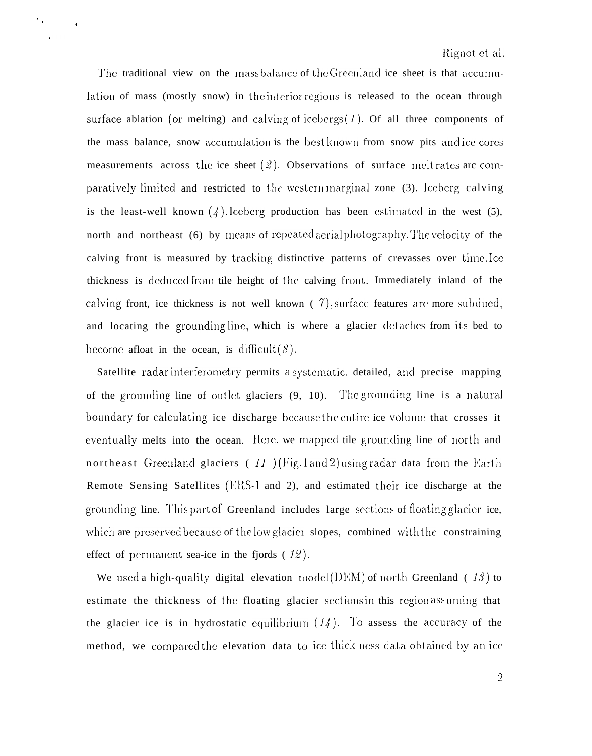The traditional view on the mass balance of the Greenland ice sheet is that accumulation of mass (mostly snow) in the interior regions is released to the ocean through surface ablation (or melting) and calving of icebergs (*1*). Of all three components of the mass balance, snow accumulation is the best known from snow pits and ice cores measurements across the ice sheet (*2*). Observations of surface melt rates are comparatively limited and restricted to the western marginal zone (3). Iceberg calving is the least-well known (*4*). Iceberg production has been estimated in the west (5), north and northeast (6) by means of repeated aerial photography. The velocity of the calving front is measured by tracking distinctive patterns of crevasses over time. Ice thickness is deduced from the height of the calving front. Immediately inland of the calving front, ice thickness is not well known (*7*), surface features are more subdued, and locating the grounding line, which is where a glacier detaches from its bed to become afloat in the ocean, is difficult (*8*).

Satellite radar interferometry permits a systematic, detailed, and precise mapping of the grounding line of outlet glaciers (9, 10). The grounding line is a natural boundary for calculating ice discharge because the entire ice volume that crosses it eventually melts into the ocean. Here, we mapped the grounding line of north and northeast Greenland glaciers (*11*) (Fig. 1 and 2) using radar data from the Earth Remote Sensing Satellites (ERS-1 and 2), and estimated their ice discharge at the grounding line. This part of Greenland includes large sections of floating glacier ice, which are preserved because of the low glacier slopes, combined with the constraining effect of permanent sea-ice in the fjords (*12*).

We used a high-quality digital elevation model (DEM) of north Greenland (*13*) to estimate the thickness of the floating glacier sections in this region assuming that the glacier ice is in hydrostatic equilibrium (*14*). To assess the accuracy of the method, we compared the elevation data to ice thickness data obtained by an ice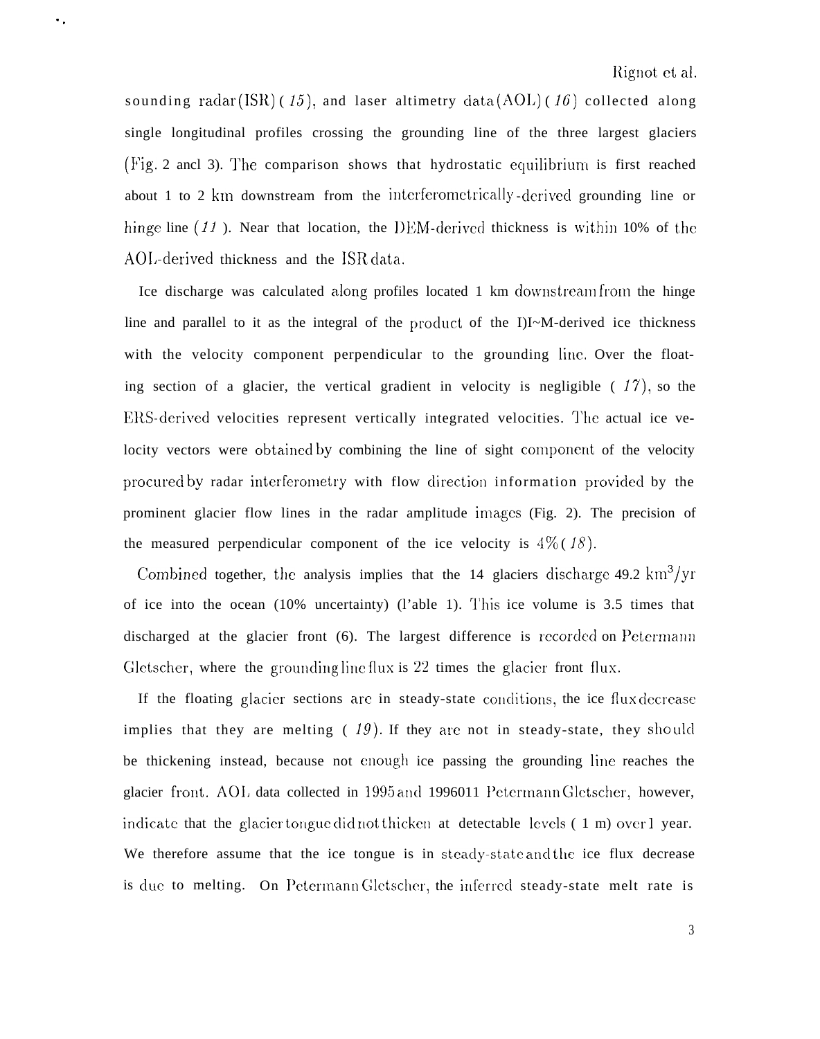sounding radar (ISR) (*15*), and laser altimetry data (AOL) (*16*) collected along single longitudinal profiles crossing the grounding line of the three largest glaciers (Fig. 2 ancl 3). The comparison shows that hydrostatic equilibrium is first reached about 1 to 2 km downstream from the interferometrically-derived grounding line or hinge line (*11*). Near that location, the DEM-derived thickness is within 10% of the AOL-derived thickness and the ISR data.

Ice discharge was calculated along profiles located 1 km downstream from the hinge line and parallel to it as the integral of the product of the DEM-derived ice thickness with the velocity component perpendicular to the grounding line. Over the floating section of a glacier, the vertical gradient in velocity is negligible (*17*), so the ERS-derived velocities represent vertically integrated velocities. The actual ice velocity vectors were obtained by combining the line of sight component of the velocity procured by radar interferometry with flow direction information provided by the prominent glacier flow lines in the radar amplitude images (Fig. 2). The precision of the measured perpendicular component of the ice velocity is 4% (*18*).

Combined together, the analysis implies that the 14 glaciers discharge 49.2 $km^3/yr$ of ice into the ocean (10% uncertainty) (Table 1). This ice volume is 3.5 times that discharged at the glacier front (6). The largest difference is recorded on Petermann Gletscher, where the grounding line flux is 22 times the glacier front flux.

If the floating glacier sections are in steady-state conditions, the ice flux decrease implies that they are melting (*19*). If they are not in steady-state, they should be thickening instead, because not enough ice passing the grounding line reaches the glacier front. AOL data collected in 1995 and 1996 on Petermann Gletscher, however, indicate that the glacier tongue did not thicken at detectable levels (1 m) over 1 year. We therefore assume that the ice tongue is in steady-state and the ice flux decrease is due to melting. On Petermann Gletscher, the inferred steady-state melt rate is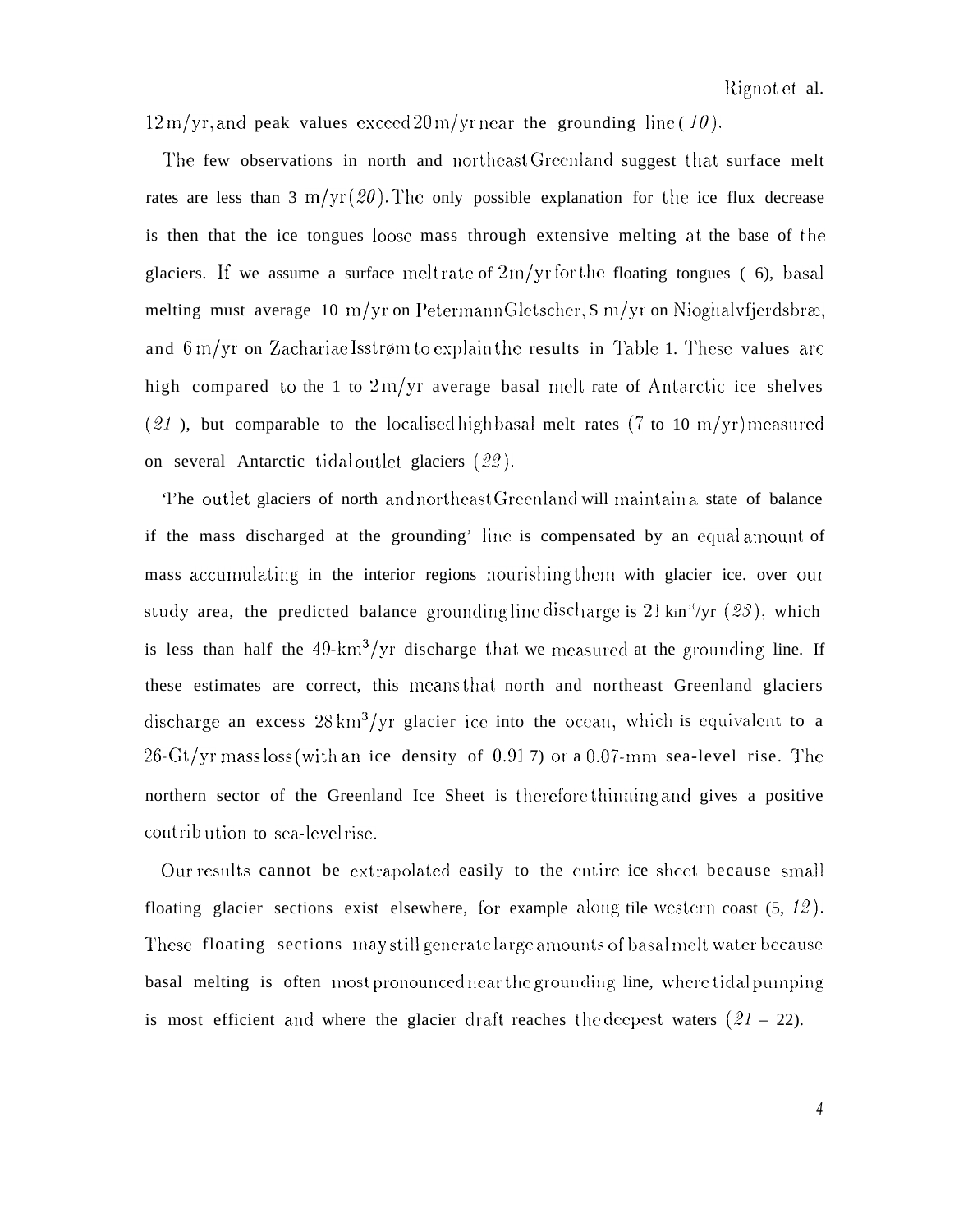12 m/yr, and peak values exceed 20 m/yr near the grounding line (*10*).

The few observations in north and northeast Greenland suggest that surface melt rates are less than 3 m/yr (*20*). The only possible explanation for the ice flux decrease is then that the ice tongues loose mass through extensive melting at the base of the glaciers. If we assume a surface melt rate of 2 m/yr for the floating tongues (6), basal melting must average 10 m/yr on Petermann Gletscher, S m/yr on Nioghalvfjerdsbræ, and 6 m/yr on Zachariae Isstrøm to explain the results in Table 1. These values are high compared to the 1 to 2 m/yr average basal melt rate of Antarctic ice shelves (*21*), but comparable to the localised high basal melt rates (7 to 10 m/yr) measured on several Antarctic tidal outlet glaciers (*22*).

The outlet glaciers of north and northeast Greenland will maintain a state of balance if the mass discharged at the grounding line is compensated by an equal amount of mass accumulating in the interior regions nourishing them with glacier ice. over our study area, the predicted balance grounding line discharge is 21 $km^3$/yr (*23*), which is less than half the 49-$km^3$/yr discharge that we measured at the grounding line. If these estimates are correct, this means that north and northeast Greenland glaciers discharge an excess 28 $km^3$/yr glacier ice into the ocean, which is equivalent to a 26-Gt/yr mass loss (with an ice density of 0.917) or a 0.07-mm sea-level rise. The northern sector of the Greenland Ice Sheet is therefore thinning and gives a positive contribution to sea-level rise.

Our results cannot be extrapolated easily to the entire ice sheet because small floating glacier sections exist elsewhere, for example along tile western coast (5, *12*). These floating sections may still generate large amounts of basal melt water because basal melting is often most pronounced near the grounding line, where tidal pumping is most efficient and where the glacier draft reaches the deepest waters (*21* – 22).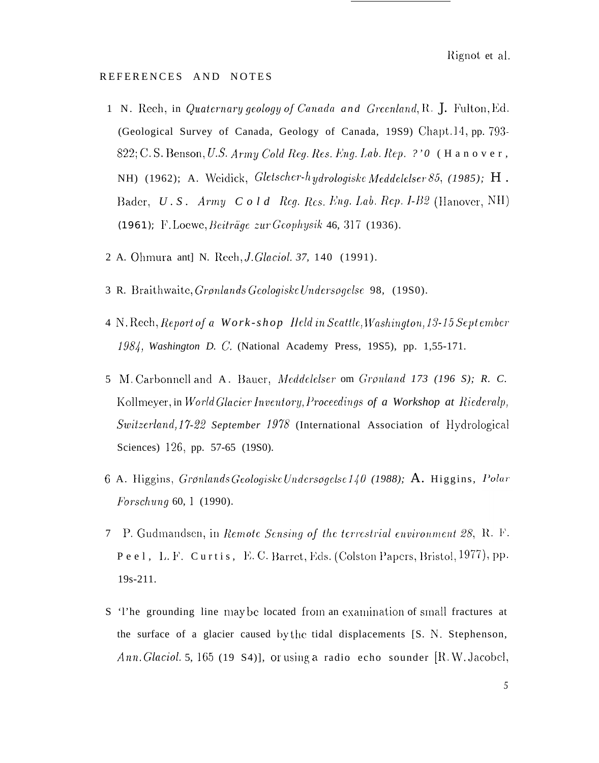## REFERENCES AND NOTES

1 N. Reeh, in *Quaternary geology of Canada and Greenland*, R. J. Fulton, Ed. (Geological Survey of Canada, Geology of Canada, 19S9) Chapt.14, pp. 793-822; C. S. Benson, *U.S. Army Cold Reg. Res. Eng. Lab. Rep. ?'0* (Hanover, NH) (1962); A. Weidick, *Gletscher-hydrologiske Meddelelser 85, (1985);* H. Bader, *U.S. Army Cold Reg. Res. Eng. Lab. Rep. I-B2* (Hanover, NH) (1961); F. Loewe, *Beiträge zur Geophysik* 46, 317 (1936).

2 A. Ohmura ant] N. Reeh, *J. Glaciol. 37,* 140 (1991).

3 R. Braithwaite, *Grønlands Geologiske Undersøgelse* 98, (19S0).

4 N. Reeh, *Report of a Work-shop Held in Seattle, Washington, 13-15 September 1984, Washington D. C.* (National Academy Press, 19S5), pp. 1,55-171.

5 M. Carbonnell and A. Bauer, *Meddelelser* om *Grønland 173 (196 S); R. C.* Kollmeyer, in *World Glacier Inventory, Proceedings of a Workshop at Riederalp, Switzerland, 17-22 September 1978* (International Association of Hydrological Sciences) 126, pp. 57-65 (19S0).

6 A. Higgins, *Grønlands Geologiske Undersøgelse 140 (1988);* A. Higgins, *Polar Forschung* 60, 1 (1990).

7 P. Gudmandsen, in *Remote Sensing of the terrestrial environment 28,* R. F. Peel, L. F. Curtis, E. C. Barret, Eds. (Colston Papers, Bristol, 1977), pp. 19s-211.

S 'l'he grounding line maybe located from an examination of small fractures at the surface of a glacier caused by the tidal displacements [S. N. Stephenson, *Ann. Glaciol.* 5, 165 (19 S4)], or using a radio echo sounder [R. W. Jacobel,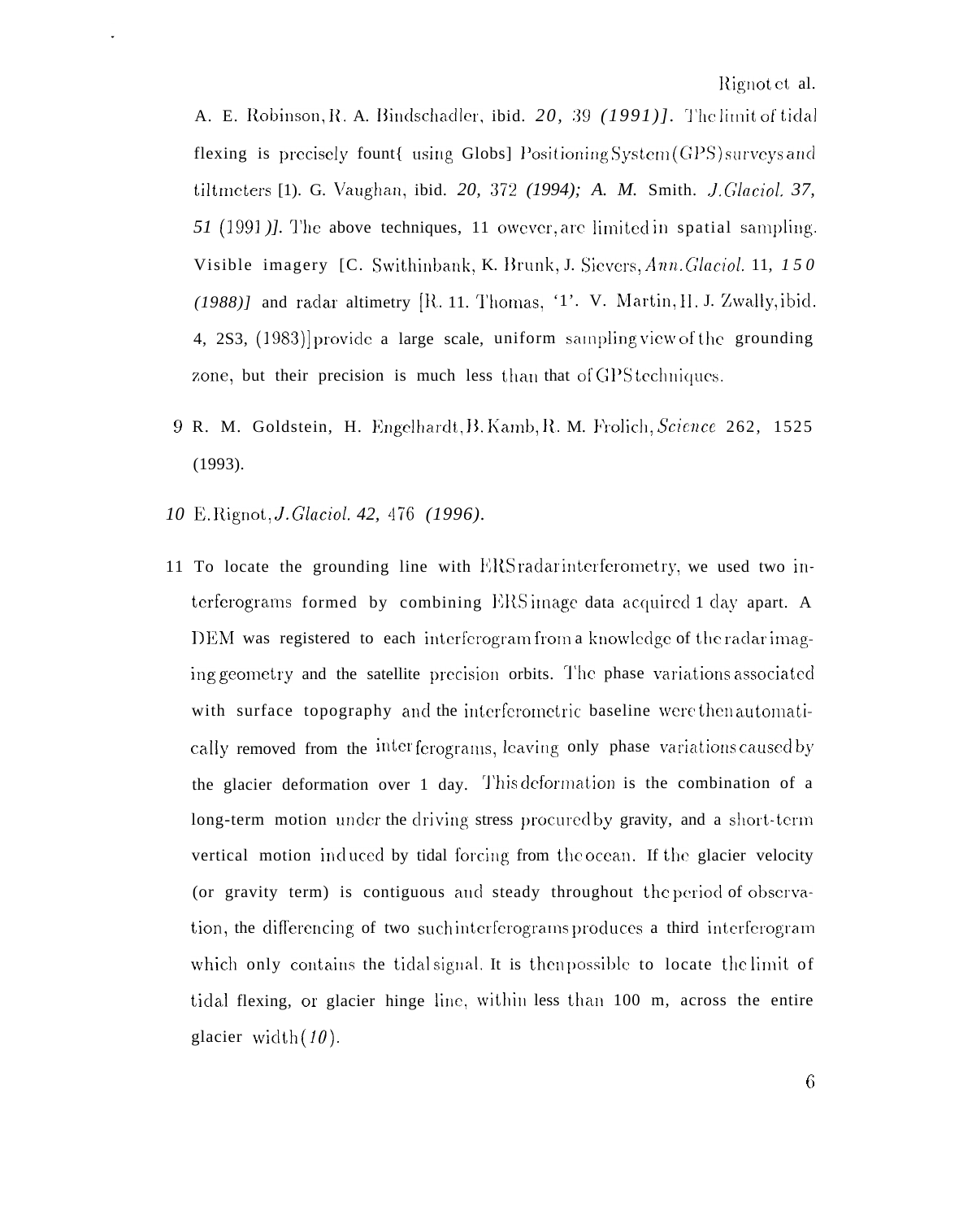A. E. Robinson, R. A. Bindschadler, ibid. *20,* 39 *(1991)]*. The limit of tidal flexing is precisely fount{ using Globs] Positioning System (GPS) surveys and tiltmeters [1). G. Vaughan, ibid. *20,* 372 *(1994); A. M.* Smith. *J.Glaciol. 37, 51* (1991 *)]*. The above techniques, 11 owever, are limited in spatial sampling. Visible imagery [C. Swithinbank, K. Brunk, J. Sievers, *Ann.Glaciol.* 11, *150 (1988)]* and radar altimetry [R. 11. Thomas, '1'. V. Martin, H. J. Zwally, ibid. 4, 2S3, (1983)] provide a large scale, uniform sampling view of the grounding zone, but their precision is much less than that of GPS techniques.

9 R. M. Goldstein, H. Engelhardt, B. Kamb, R. M. Frolich, *Science* 262, 1525 (1993).

*10* E. Rignot, *J.Glaciol. 42,* 476 *(1996).*

11 To locate the grounding line with ERS radar interferometry, we used two interferograms formed by combining ERS image data acquired 1 day apart. A DEM was registered to each interferogram from a knowledge of the radar imaging geometry and the satellite precision orbits. The phase variations associated with surface topography and the interferometric baseline were then automatically removed from the inter ferograms, leaving only phase variations caused by the glacier deformation over 1 day. This deformation is the combination of a long-term motion under the driving stress procured by gravity, and a short-term vertical motion induced by tidal forcing from the ocean. If the glacier velocity (or gravity term) is contiguous and steady throughout the period of observation, the differencing of two such interferograms produces a third interferogram which only contains the tidal signal. It is then possible to locate the limit of tidal flexing, or glacier hinge line, within less than 100 m, across the entire glacier width(*10*).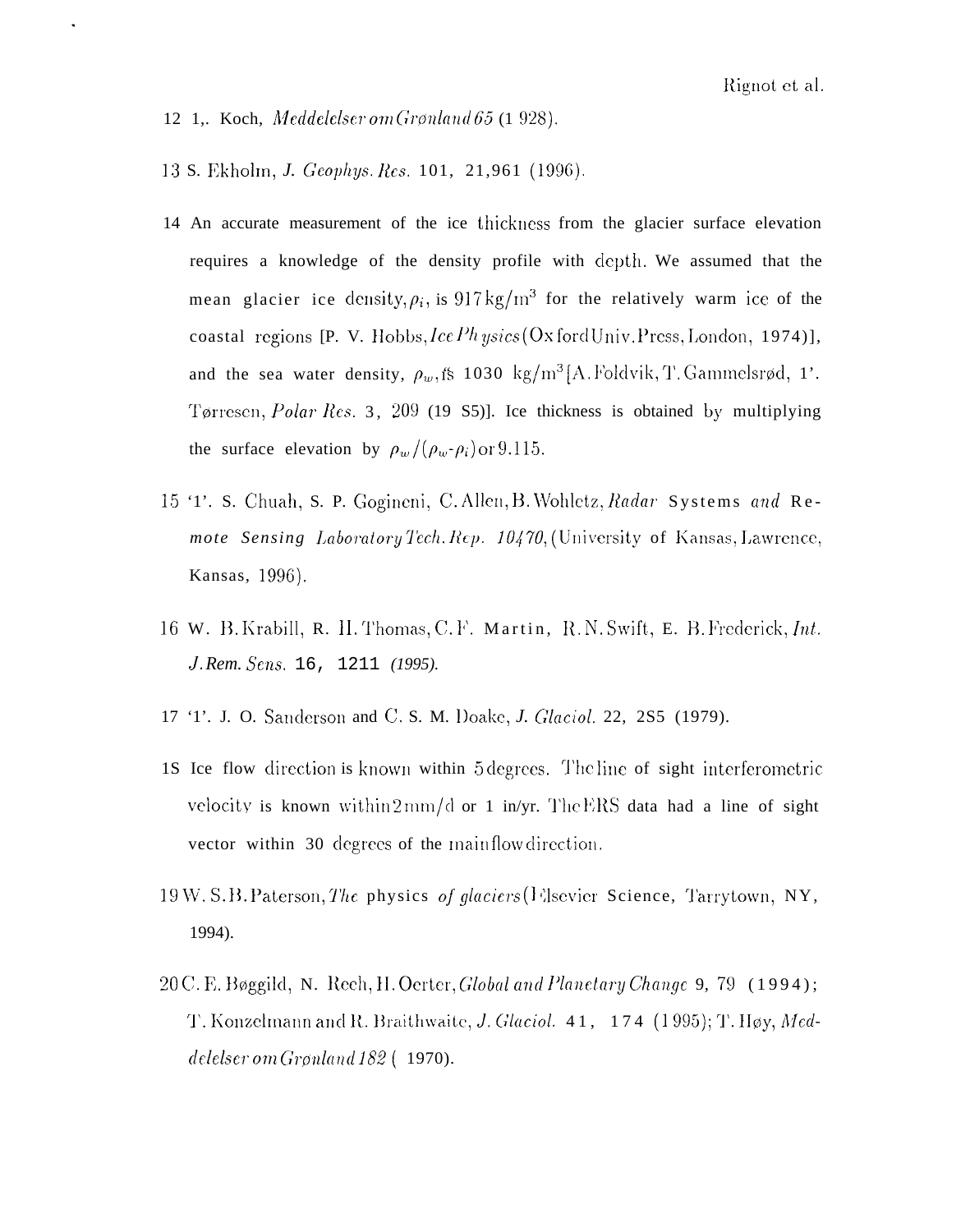12 1,. Koch, *Meddelelser om Grønland 65* (1 928).

13 S. Ekholm, *J. Geophys. Res.* 101, 21,961 (1996).

14 An accurate measurement of the ice thickness from the glacier surface elevation requires a knowledge of the density profile with depth. We assumed that the mean glacier ice density, $\rho_i$, is 917 kg/m$^3$ for the relatively warm ice of the coastal regions [P. V. Hobbs, *Ice Physics* (Oxford Univ. Press, London, 1974)], and the sea water density, $\rho_w$, is 1030 kg/m$^3$ [A. Foldvik, T. Gammelsrød, 1'. Tørresen, *Polar Res.* 3, 209 (19 S5)]. Ice thickness is obtained by multiplying the surface elevation by $\rho_w/(\rho_w$-$\rho_i)$ or 9.115.

15 '1'. S. Chuah, S. P. Gogineni, C. Allen, B. Wohletz, *Radar Systems and Remote Sensing Laboratory Tech. Rep. 10470*, (University of Kansas, Lawrence, Kansas, 1996).

16 W. B. Krabill, R. H. Thomas, C. F. Martin, R. N. Swift, E. B. Frederick, *Int. J. Rem. Sens.* 16, 1211 *(1995).*

17 '1'. J. O. Sanderson and C. S. M. Doake, *J. Glaciol.* 22, 2S5 (1979).

1S Ice flow direction is known within 5 degrees. The line of sight interferometric velocity is known within 2 mm/d or 1 in/yr. The ERS data had a line of sight vector within 30 degrees of the main flow direction.

19 W. S. B. Paterson, *The physics of glaciers* (Elsevier Science, Tarrytown, NY, 1994).

20 C. E. Bøggild, N. Reeh, H. Oerter, *Global and Planetary Change* 9, 79 (1994); T. Konzelmann and R. Braithwaite, *J. Glaciol.* 41, 174 (1995); T. Høy, *Meddelelser om Grønland 182* ( 1970).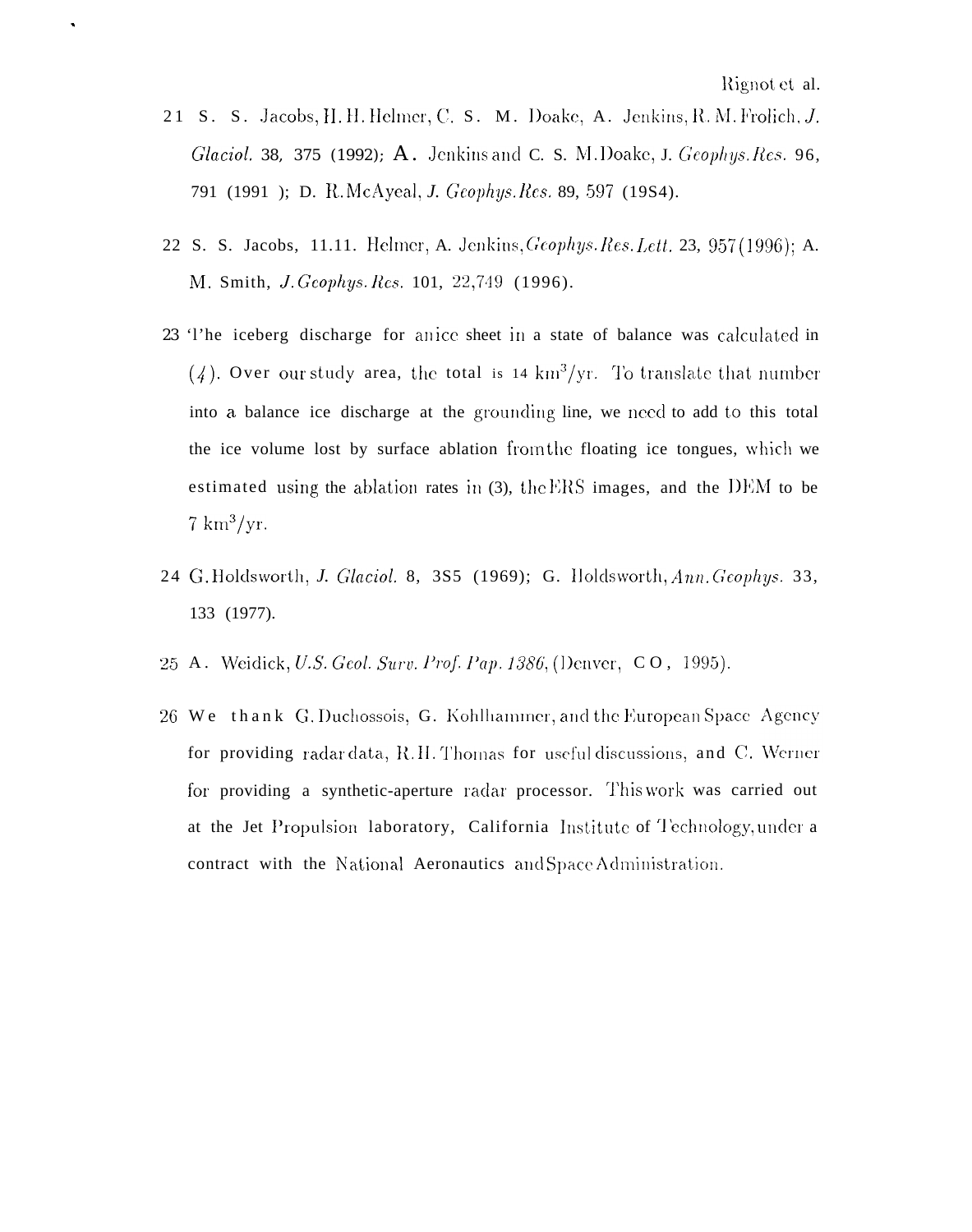21 S. S. Jacobs, H. H. Helmer, C. S. M. Doake, A. Jenkins, R. M. Frolich, *J. Glaciol.* 38, 375 (1992); A. Jenkins and C. S. M. Doake, *J. Geophys. Res.* 96, 791 (1991); D. R. McAyeal, *J. Geophys. Res.* 89, 597 (1984).

22 S. S. Jacobs, H. H. Helmer, A. Jenkins, *Geophys. Res. Lett.* 23, 957 (1996); A. M. Smith, *J. Geophys. Res.* 101, 22,749 (1996).

23 The iceberg discharge for an ice sheet in a state of balance was calculated in (*4*). Over our study area, the total is 14 $km^3$/yr. To translate that number into a balance ice discharge at the grounding line, we need to add to this total the ice volume lost by surface ablation from the floating ice tongues, which we estimated using the ablation rates in (3), the ERS images, and the DEM to be 7 $km^3$/yr.

24 G. Holdsworth, *J. Glaciol.* 8, 385 (1969); G. Holdsworth, *Ann. Geophys.* 33, 133 (1977).

25 A. Weidick, *U.S. Geol. Surv. Prof. Pap. 1386*, (Denver, CO, 1995).

26 We thank G. Duchossois, G. Kohlhammer, and the European Space Agency for providing radar data, R. H. Thomas for useful discussions, and C. Werner for providing a synthetic-aperture radar processor. This work was carried out at the Jet Propulsion laboratory, California Institute of Technology, under a contract with the National Aeronautics and Space Administration.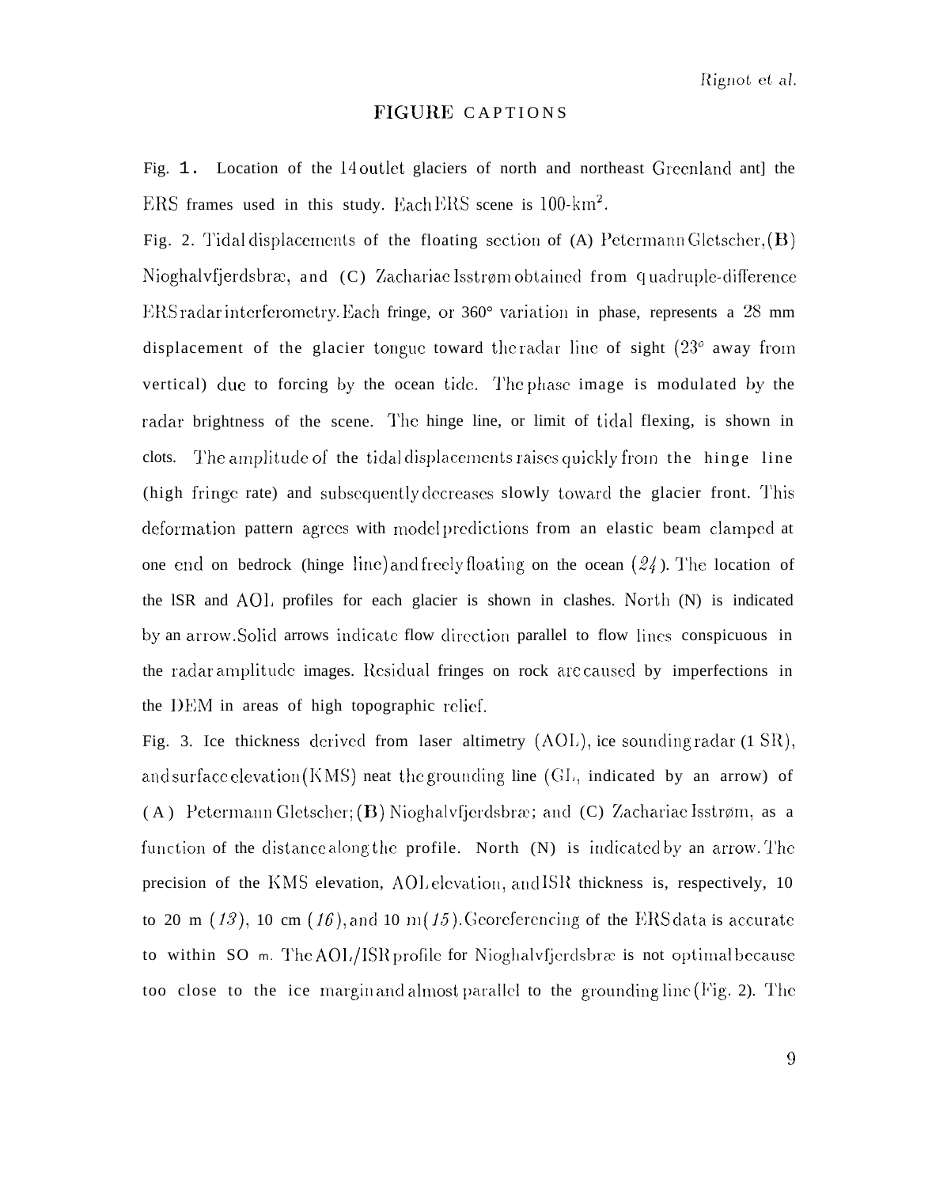## FIGURE CAPTIONS

Fig. 1. Location of the 14 outlet glaciers of north and northeast Greenland ant] the ERS frames used in this study. Each ERS scene is 100-km$^2$.

Fig. 2. Tidal displacements of the floating section of (A) Petermann Gletscher, (B) Nioghalvfjerdsbræ, and (C) Zachariae Isstrøm obtained from quadruple-difference ERS radar interferometry. Each fringe, or 360° variation in phase, represents a 28 mm displacement of the glacier tongue toward the radar line of sight (23° away from vertical) due to forcing by the ocean tide. The phase image is modulated by the radar brightness of the scene. The hinge line, or limit of tidal flexing, is shown in clots. The amplitude of the tidal displacements raises quickly from the hinge line (high fringe rate) and subsequently decreases slowly toward the glacier front. This deformation pattern agrees with model predictions from an elastic beam clamped at one end on bedrock (hinge line) and freely floating on the ocean (*24*). The location of the ISR and AOL profiles for each glacier is shown in clashes. North (N) is indicated by an arrow. Solid arrows indicate flow direction parallel to flow lines conspicuous in the radar amplitude images. Residual fringes on rock are caused by imperfections in the DEM in areas of high topographic relief.

Fig. 3. Ice thickness derived from laser altimetry (AOL), ice sounding radar (1 SR), and surface elevation (KMS) neat the grounding line (GL, indicated by an arrow) of (A) Petermann Gletscher; (B) Nioghalvfjerdsbræ; and (C) Zachariae Isstrøm, as a function of the distance along the profile. North (N) is indicated by an arrow. The precision of the KMS elevation, AOL elevation, and ISR thickness is, respectively, 10 to 20 m (*13*), 10 cm (*16*), and 10 m (*15*). Georeferencing of the ERS data is accurate to within SO m. The AOL/ISR profile for Nioghalvfjerdsbræ is not optimal because too close to the ice margin and almost parallel to the grounding line (Fig. 2). The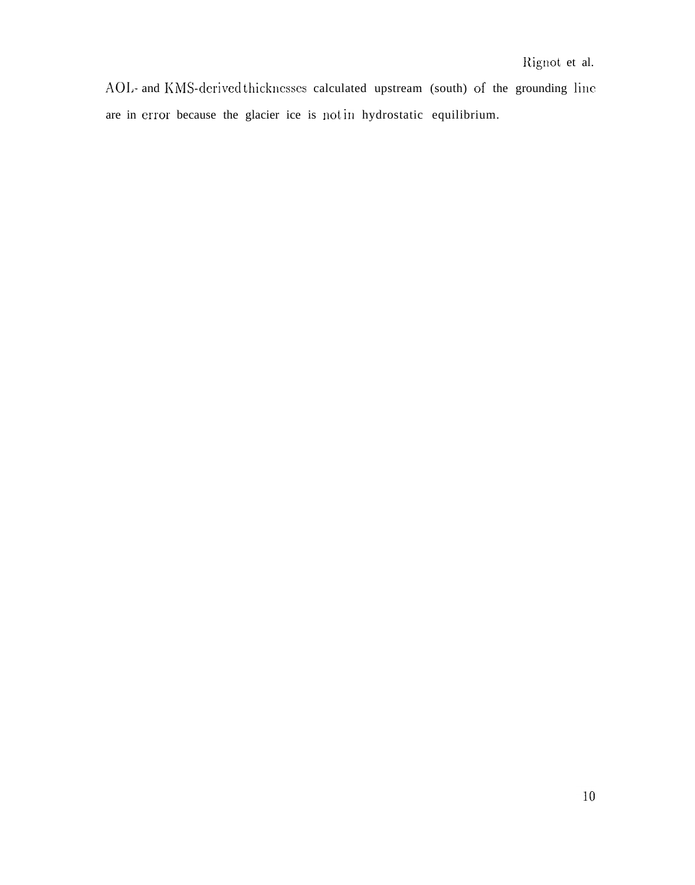AOL- and KMS-derived thicknesses calculated upstream (south) of the grounding line are in error because the glacier ice is not in hydrostatic equilibrium.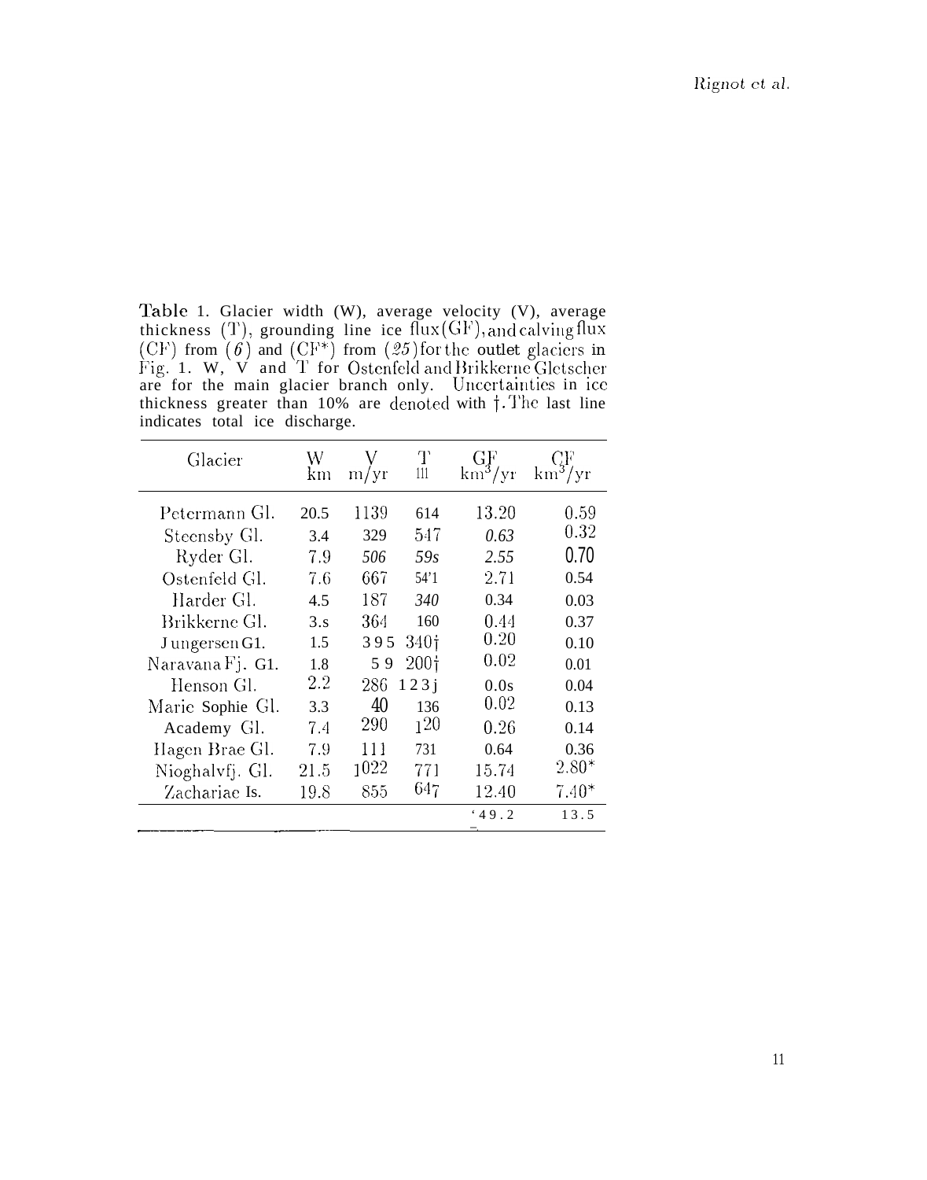**Table 1.** Glacier width (W), average velocity (V), average thickness (T), grounding line ice flux (GF), and calving flux (CF) from (*6*) and (CF*) from (*25*) for the outlet glaciers in Fig. 1. W, V and T for Ostenfeld and Brikkerne Gletscher are for the main glacier branch only. Uncertainties in ice thickness greater than 10% are denoted with †. The last line indicates total ice discharge.

| Glacier | W km | V m/yr | T m | GF $km^3/yr$ | CF $km^3/yr$ |
|---|---|---|---|---|---|
| Petermann Gl. | 20.5 | 1139 | 614 | 13.20 | 0.59 |
| Steensby Gl. | 3.4 | 329 | 547 | 0.63 | 0.32 |
| Ryder Gl. | 7.9 | 506 | 59s | 2.55 | 0.70 |
| Ostenfeld Gl. | 7.6 | 667 | 54'1 | 2.71 | 0.54 |
| Harder Gl. | 4.5 | 187 | 340 | 0.34 | 0.03 |
| Brikkerne Gl. | 3.s | 364 | 160 | 0.44 | 0.37 |
| Jungersen G1. | 1.5 | 395 | 340† | 0.20 | 0.10 |
| Naravana Fj. G1. | 1.8 | 59 | 200† | 0.02 | 0.01 |
| Henson Gl. | 2.2 | 286 | 123j | 0.0s | 0.04 |
| Marie Sophie Gl. | 3.3 | 40 | 136 | 0.02 | 0.13 |
| Academy Gl. | 7.4 | 290 | 120 | 0.26 | 0.14 |
| Hagen Brae Gl. | 7.9 | 111 | 731 | 0.64 | 0.36 |
| Nioghalvfj. Gl. | 21.5 | 1022 | 771 | 15.74 | 2.80* |
| Zachariae Is. | 19.8 | 855 | 647 | 12.40 | 7.40* |
| | | | | 49.2 | 13.5 |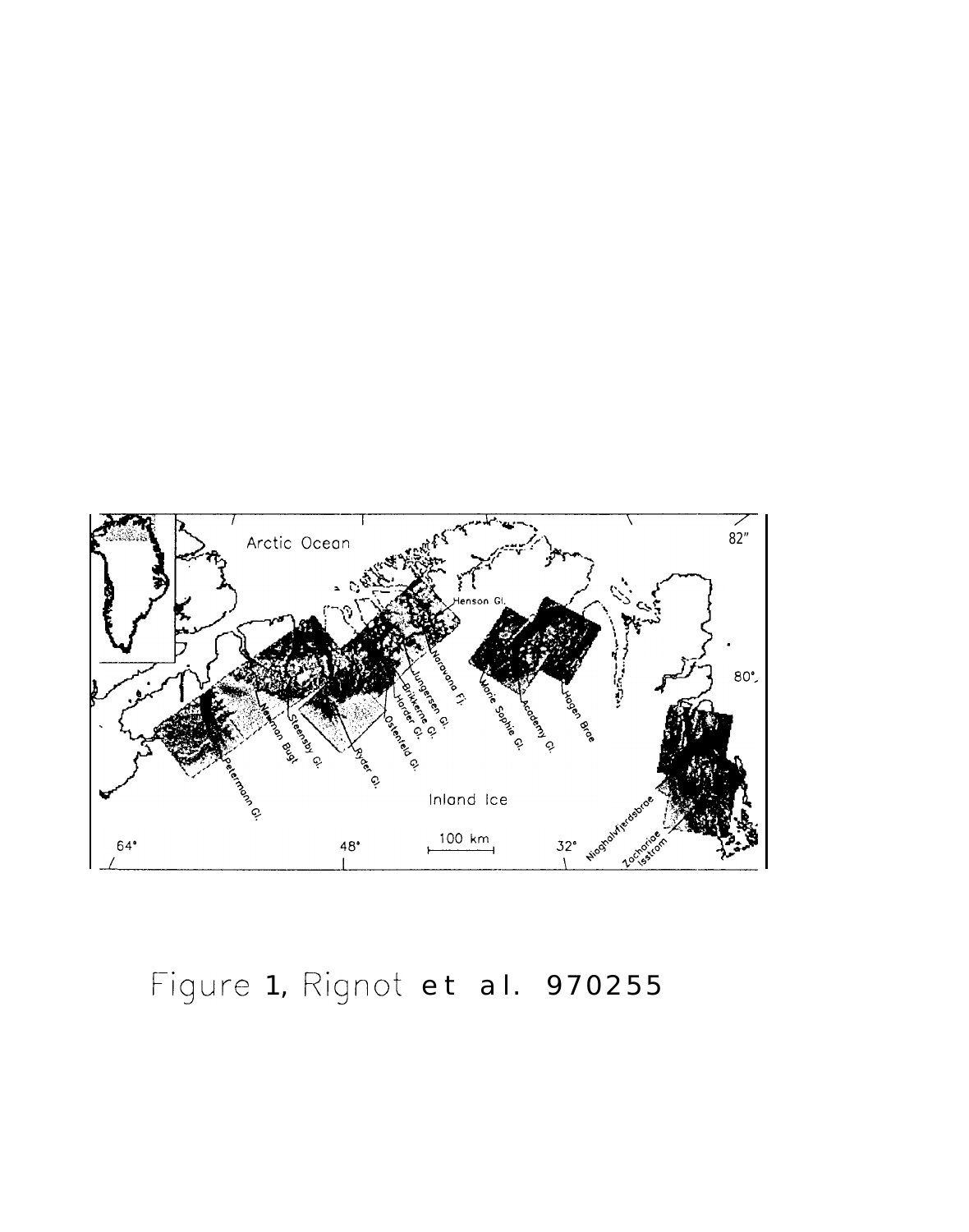Figure 1, Rignot et al. 970255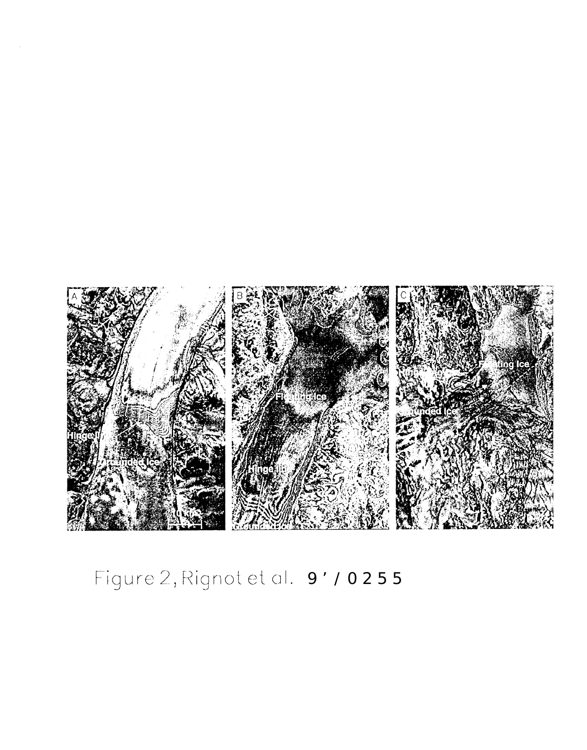Figure 2, Rignot et al. 9'/0255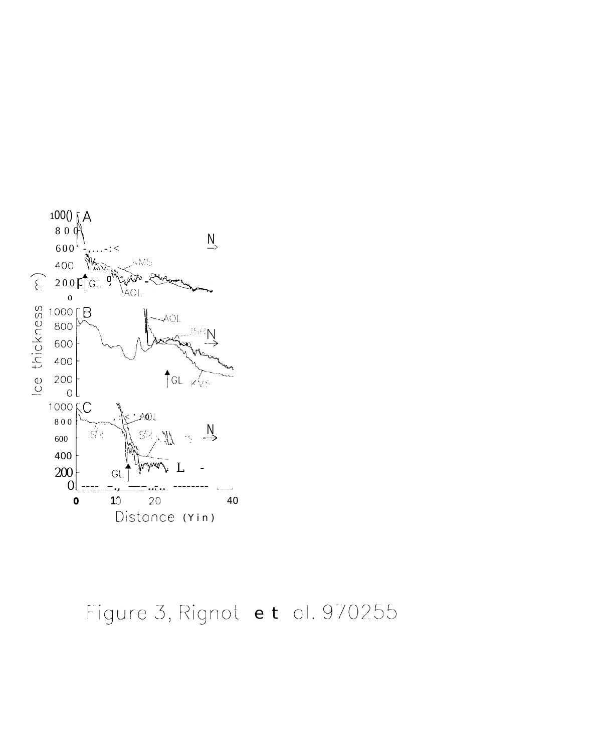100() A

800

600

400

200

0

N

KMS

GL

AOL

Ice thickness (m)

1000 B

800

600

400

200

0

AOL

ISR

N

GL

KVS

1000 C

800

600

400

200

0

AOL

ISR

SR

N

GL

0

10

20

40

Distance (km)

Figure 3, Rignot et al. 970255